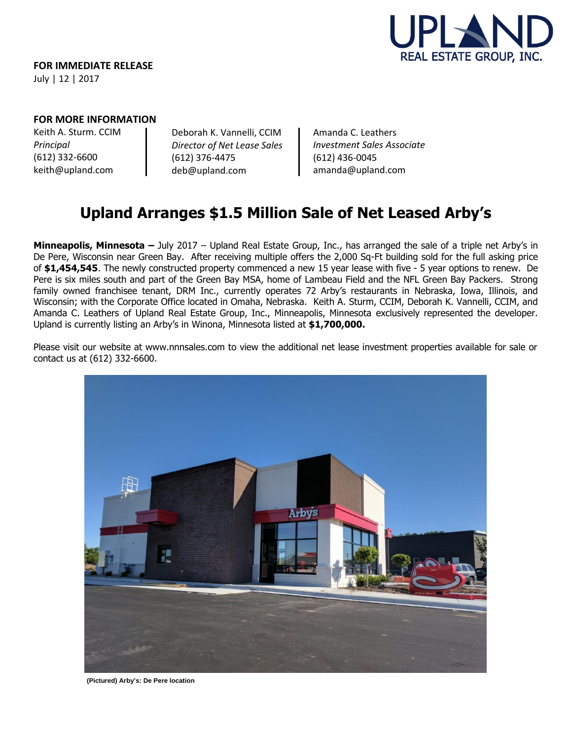UPLAND REAL ESTATE GROUP, INC.

**FOR IMMEDIATE RELEASE**
July | 12 | 2017

**FOR MORE INFORMATION**

Keith A. Sturm. CCIM
*Principal*
(612) 332-6600
keith@upland.com

Deborah K. Vannelli, CCIM
*Director of Net Lease Sales*
(612) 376-4475
deb@upland.com

Amanda C. Leathers
*Investment Sales Associate*
(612) 436-0045
amanda@upland.com

# Upland Arranges $1.5 Million Sale of Net Leased Arby's

**Minneapolis, Minnesota –** July 2017 – Upland Real Estate Group, Inc., has arranged the sale of a triple net Arby's in De Pere, Wisconsin near Green Bay. After receiving multiple offers the 2,000 Sq-Ft building sold for the full asking price of **$1,454,545**. The newly constructed property commenced a new 15 year lease with five - 5 year options to renew. De Pere is six miles south and part of the Green Bay MSA, home of Lambeau Field and the NFL Green Bay Packers. Strong family owned franchisee tenant, DRM Inc., currently operates 72 Arby's restaurants in Nebraska, Iowa, Illinois, and Wisconsin; with the Corporate Office located in Omaha, Nebraska. Keith A. Sturm, CCIM, Deborah K. Vannelli, CCIM, and Amanda C. Leathers of Upland Real Estate Group, Inc., Minneapolis, Minnesota exclusively represented the developer. Upland is currently listing an Arby's in Winona, Minnesota listed at **$1,700,000.**

Please visit our website at www.nnnsales.com to view the additional net lease investment properties available for sale or contact us at (612) 332-6600.

**(Pictured) Arby's: De Pere location**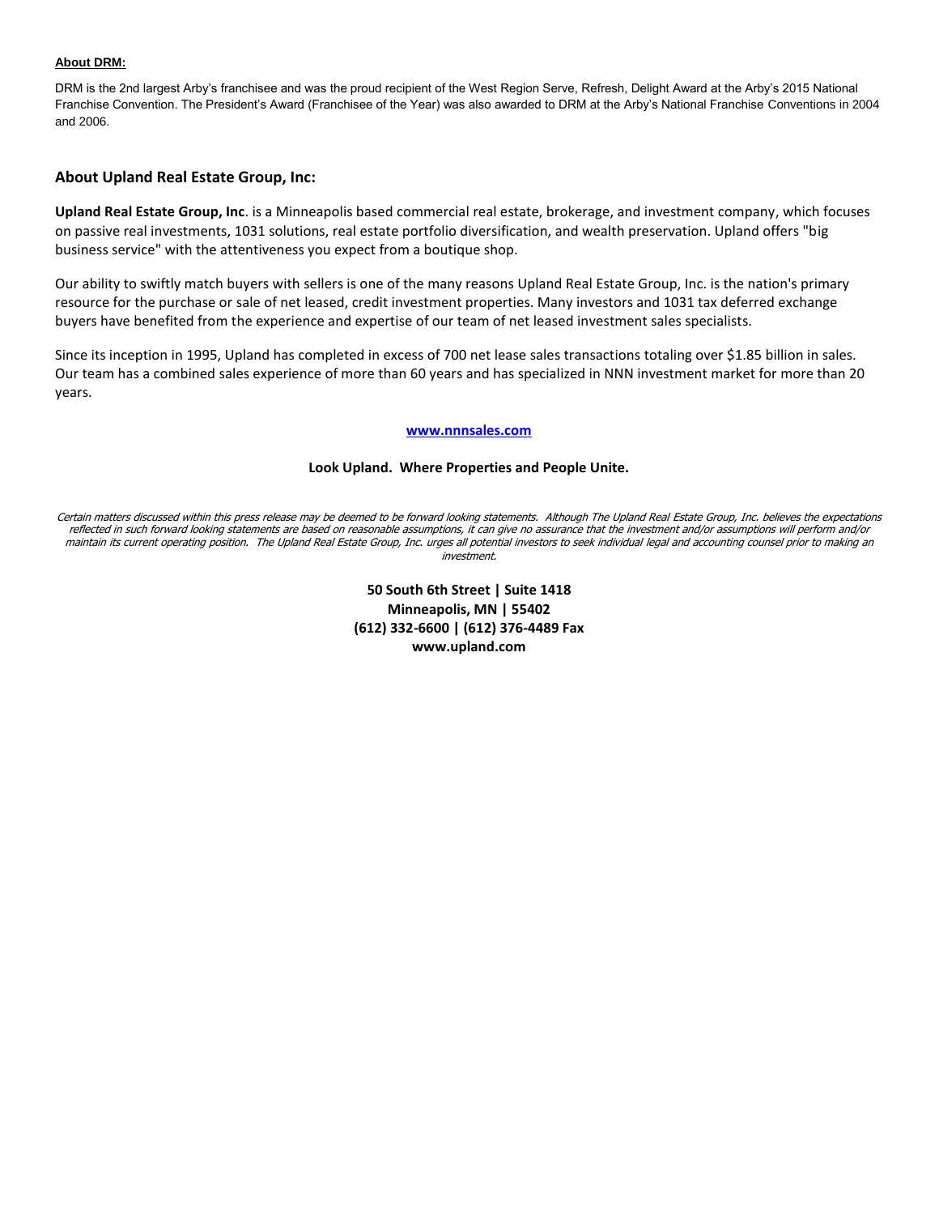**About DRM:**

DRM is the 2nd largest Arby's franchisee and was the proud recipient of the West Region Serve, Refresh, Delight Award at the Arby's 2015 National Franchise Convention. The President's Award (Franchisee of the Year) was also awarded to DRM at the Arby's National Franchise Conventions in 2004 and 2006.

## About Upland Real Estate Group, Inc:

**Upland Real Estate Group, Inc**. is a Minneapolis based commercial real estate, brokerage, and investment company, which focuses on passive real investments, 1031 solutions, real estate portfolio diversification, and wealth preservation. Upland offers "big business service" with the attentiveness you expect from a boutique shop.

Our ability to swiftly match buyers with sellers is one of the many reasons Upland Real Estate Group, Inc. is the nation's primary resource for the purchase or sale of net leased, credit investment properties. Many investors and 1031 tax deferred exchange buyers have benefited from the experience and expertise of our team of net leased investment sales specialists.

Since its inception in 1995, Upland has completed in excess of 700 net lease sales transactions totaling over $1.85 billion in sales. Our team has a combined sales experience of more than 60 years and has specialized in NNN investment market for more than 20 years.

**www.nnnsales.com**

**Look Upland. Where Properties and People Unite.**

*Certain matters discussed within this press release may be deemed to be forward looking statements. Although The Upland Real Estate Group, Inc. believes the expectations reflected in such forward looking statements are based on reasonable assumptions, it can give no assurance that the investment and/or assumptions will perform and/or maintain its current operating position. The Upland Real Estate Group, Inc. urges all potential investors to seek individual legal and accounting counsel prior to making an investment.*

**50 South 6th Street | Suite 1418**
**Minneapolis, MN | 55402**
**(612) 332-6600 | (612) 376-4489 Fax**
**www.upland.com**